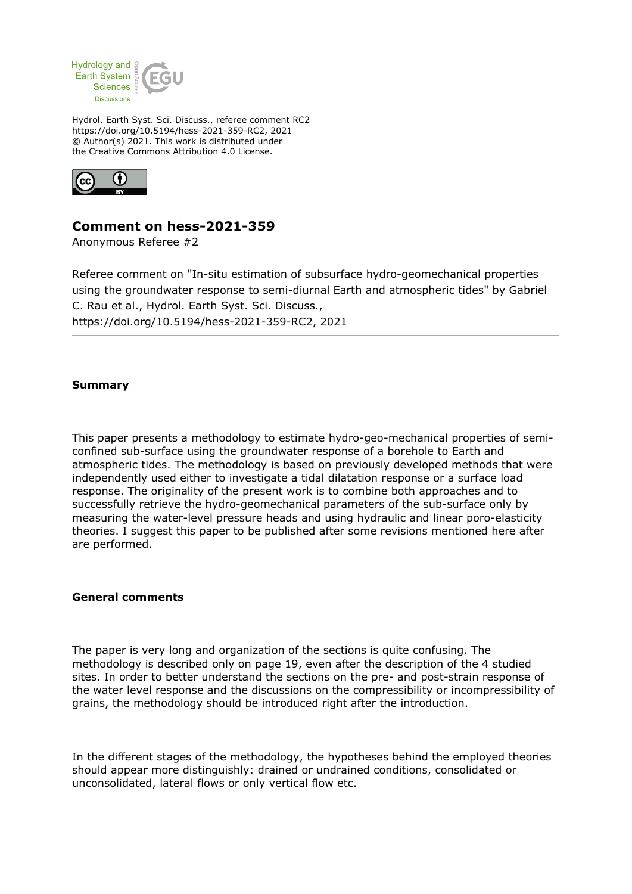Hydrol. Earth Syst. Sci. Discuss., referee comment RC2
https://doi.org/10.5194/hess-2021-359-RC2, 2021
© Author(s) 2021. This work is distributed under
the Creative Commons Attribution 4.0 License.

# Comment on hess-2021-359

Anonymous Referee #2

---

Referee comment on "In-situ estimation of subsurface hydro-geomechanical properties using the groundwater response to semi-diurnal Earth and atmospheric tides" by Gabriel C. Rau et al., Hydrol. Earth Syst. Sci. Discuss., https://doi.org/10.5194/hess-2021-359-RC2, 2021

---

**Summary**

This paper presents a methodology to estimate hydro-geo-mechanical properties of semi-confined sub-surface using the groundwater response of a borehole to Earth and atmospheric tides. The methodology is based on previously developed methods that were independently used either to investigate a tidal dilatation response or a surface load response. The originality of the present work is to combine both approaches and to successfully retrieve the hydro-geomechanical parameters of the sub-surface only by measuring the water-level pressure heads and using hydraulic and linear poro-elasticity theories. I suggest this paper to be published after some revisions mentioned here after are performed.

**General comments**

The paper is very long and organization of the sections is quite confusing. The methodology is described only on page 19, even after the description of the 4 studied sites. In order to better understand the sections on the pre- and post-strain response of the water level response and the discussions on the compressibility or incompressibility of grains, the methodology should be introduced right after the introduction.

In the different stages of the methodology, the hypotheses behind the employed theories should appear more distinguishably: drained or undrained conditions, consolidated or unconsolidated, lateral flows or only vertical flow etc.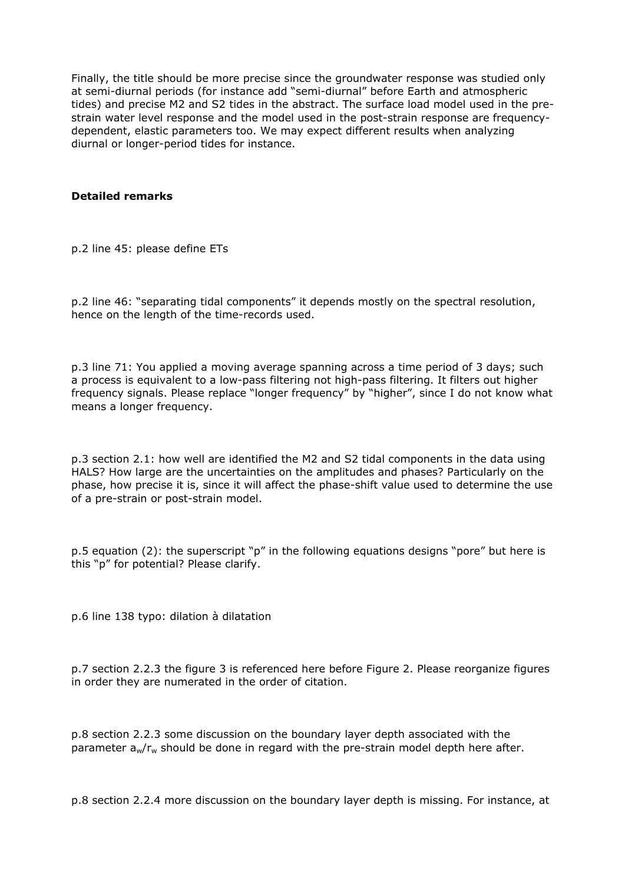Finally, the title should be more precise since the groundwater response was studied only at semi-diurnal periods (for instance add "semi-diurnal" before Earth and atmospheric tides) and precise M2 and S2 tides in the abstract. The surface load model used in the pre-strain water level response and the model used in the post-strain response are frequency-dependent, elastic parameters too. We may expect different results when analyzing diurnal or longer-period tides for instance.

**Detailed remarks**

p.2 line 45: please define ETs

p.2 line 46: "separating tidal components" it depends mostly on the spectral resolution, hence on the length of the time-records used.

p.3 line 71: You applied a moving average spanning across a time period of 3 days; such a process is equivalent to a low-pass filtering not high-pass filtering. It filters out higher frequency signals. Please replace "longer frequency" by "higher", since I do not know what means a longer frequency.

p.3 section 2.1: how well are identified the M2 and S2 tidal components in the data using HALS? How large are the uncertainties on the amplitudes and phases? Particularly on the phase, how precise it is, since it will affect the phase-shift value used to determine the use of a pre-strain or post-strain model.

p.5 equation (2): the superscript "p" in the following equations designs "pore" but here is this "p" for potential? Please clarify.

p.6 line 138 typo: dilation à dilatation

p.7 section 2.2.3 the figure 3 is referenced here before Figure 2. Please reorganize figures in order they are numerated in the order of citation.

p.8 section 2.2.3 some discussion on the boundary layer depth associated with the parameter $a_w/r_w$ should be done in regard with the pre-strain model depth here after.

p.8 section 2.2.4 more discussion on the boundary layer depth is missing. For instance, at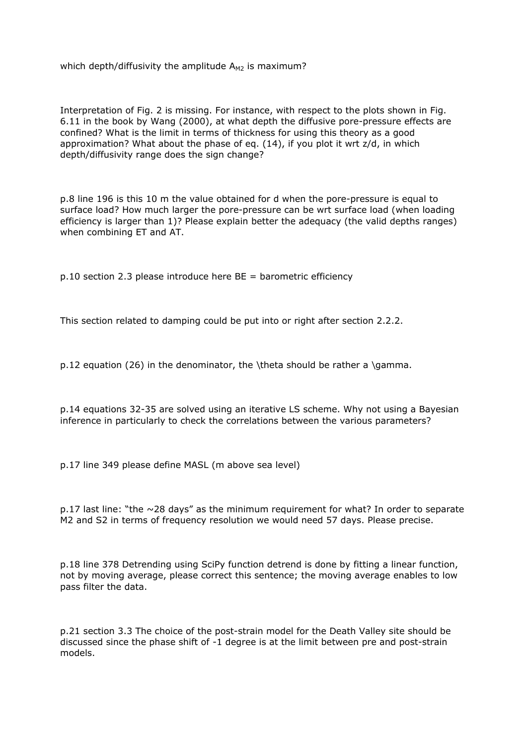which depth/diffusivity the amplitude $A_{M2}$ is maximum?

Interpretation of Fig. 2 is missing. For instance, with respect to the plots shown in Fig. 6.11 in the book by Wang (2000), at what depth the diffusive pore-pressure effects are confined? What is the limit in terms of thickness for using this theory as a good approximation? What about the phase of eq. (14), if you plot it wrt z/d, in which depth/diffusivity range does the sign change?

p.8 line 196 is this 10 m the value obtained for d when the pore-pressure is equal to surface load? How much larger the pore-pressure can be wrt surface load (when loading efficiency is larger than 1)? Please explain better the adequacy (the valid depths ranges) when combining ET and AT.

p.10 section 2.3 please introduce here BE = barometric efficiency

This section related to damping could be put into or right after section 2.2.2.

p.12 equation (26) in the denominator, the $\theta$ should be rather a $\gamma$.

p.14 equations 32-35 are solved using an iterative LS scheme. Why not using a Bayesian inference in particularly to check the correlations between the various parameters?

p.17 line 349 please define MASL (m above sea level)

p.17 last line: "the ~28 days" as the minimum requirement for what? In order to separate M2 and S2 in terms of frequency resolution we would need 57 days. Please precise.

p.18 line 378 Detrending using SciPy function detrend is done by fitting a linear function, not by moving average, please correct this sentence; the moving average enables to low pass filter the data.

p.21 section 3.3 The choice of the post-strain model for the Death Valley site should be discussed since the phase shift of -1 degree is at the limit between pre and post-strain models.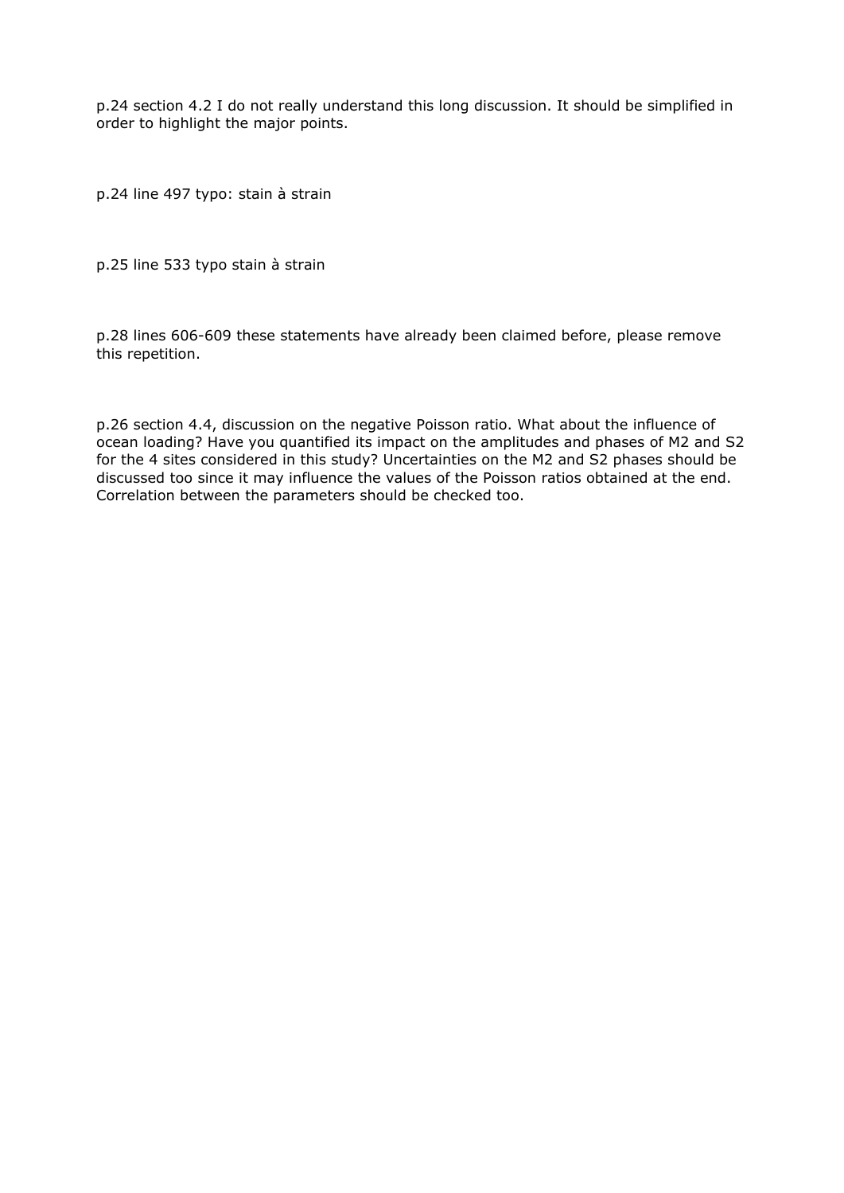p.24 section 4.2 I do not really understand this long discussion. It should be simplified in order to highlight the major points.

p.24 line 497 typo: stain à strain

p.25 line 533 typo stain à strain

p.28 lines 606-609 these statements have already been claimed before, please remove this repetition.

p.26 section 4.4, discussion on the negative Poisson ratio. What about the influence of ocean loading? Have you quantified its impact on the amplitudes and phases of M2 and S2 for the 4 sites considered in this study? Uncertainties on the M2 and S2 phases should be discussed too since it may influence the values of the Poisson ratios obtained at the end. Correlation between the parameters should be checked too.